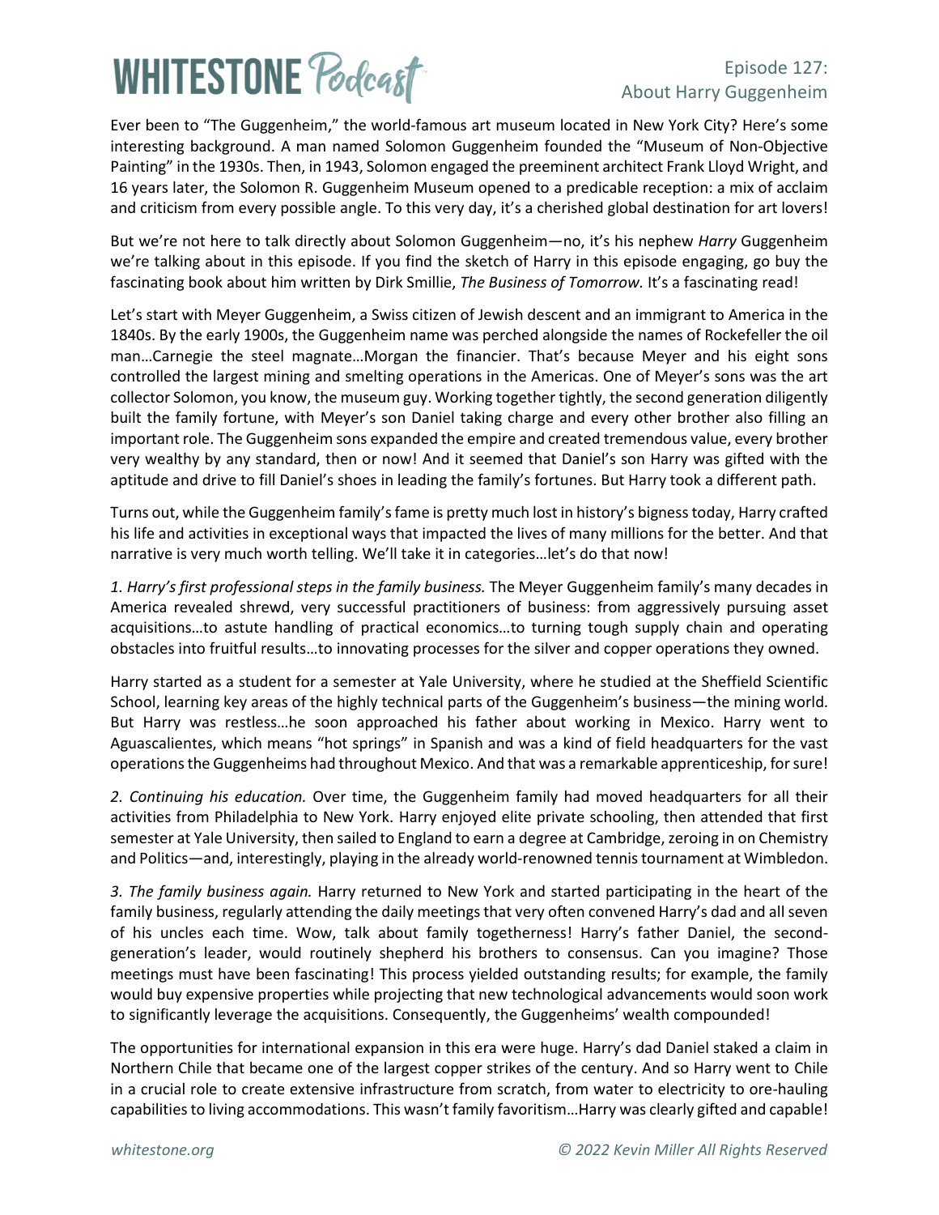# Episode 127: About Harry Guggenheim

Ever been to "The Guggenheim," the world-famous art museum located in New York City? Here's some interesting background. A man named Solomon Guggenheim founded the "Museum of Non-Objective Painting" in the 1930s. Then, in 1943, Solomon engaged the preeminent architect Frank Lloyd Wright, and 16 years later, the Solomon R. Guggenheim Museum opened to a predicable reception: a mix of acclaim and criticism from every possible angle. To this very day, it's a cherished global destination for art lovers!

But we're not here to talk directly about Solomon Guggenheim—no, it's his nephew *Harry* Guggenheim we're talking about in this episode. If you find the sketch of Harry in this episode engaging, go buy the fascinating book about him written by Dirk Smillie, *The Business of Tomorrow.* It's a fascinating read!

Let's start with Meyer Guggenheim, a Swiss citizen of Jewish descent and an immigrant to America in the 1840s. By the early 1900s, the Guggenheim name was perched alongside the names of Rockefeller the oil man…Carnegie the steel magnate…Morgan the financier. That's because Meyer and his eight sons controlled the largest mining and smelting operations in the Americas. One of Meyer's sons was the art collector Solomon, you know, the museum guy. Working together tightly, the second generation diligently built the family fortune, with Meyer's son Daniel taking charge and every other brother also filling an important role. The Guggenheim sons expanded the empire and created tremendous value, every brother very wealthy by any standard, then or now! And it seemed that Daniel's son Harry was gifted with the aptitude and drive to fill Daniel's shoes in leading the family's fortunes. But Harry took a different path.

Turns out, while the Guggenheim family's fame is pretty much lost in history's bigness today, Harry crafted his life and activities in exceptional ways that impacted the lives of many millions for the better. And that narrative is very much worth telling. We'll take it in categories…let's do that now!

*1. Harry's first professional steps in the family business.* The Meyer Guggenheim family's many decades in America revealed shrewd, very successful practitioners of business: from aggressively pursuing asset acquisitions…to astute handling of practical economics…to turning tough supply chain and operating obstacles into fruitful results…to innovating processes for the silver and copper operations they owned.

Harry started as a student for a semester at Yale University, where he studied at the Sheffield Scientific School, learning key areas of the highly technical parts of the Guggenheim's business—the mining world. But Harry was restless…he soon approached his father about working in Mexico. Harry went to Aguascalientes, which means "hot springs" in Spanish and was a kind of field headquarters for the vast operations the Guggenheims had throughout Mexico. And that was a remarkable apprenticeship, for sure!

*2. Continuing his education.* Over time, the Guggenheim family had moved headquarters for all their activities from Philadelphia to New York. Harry enjoyed elite private schooling, then attended that first semester at Yale University, then sailed to England to earn a degree at Cambridge, zeroing in on Chemistry and Politics—and, interestingly, playing in the already world-renowned tennis tournament at Wimbledon.

*3. The family business again.* Harry returned to New York and started participating in the heart of the family business, regularly attending the daily meetings that very often convened Harry's dad and all seven of his uncles each time. Wow, talk about family togetherness! Harry's father Daniel, the second-generation's leader, would routinely shepherd his brothers to consensus. Can you imagine? Those meetings must have been fascinating! This process yielded outstanding results; for example, the family would buy expensive properties while projecting that new technological advancements would soon work to significantly leverage the acquisitions. Consequently, the Guggenheims' wealth compounded!

The opportunities for international expansion in this era were huge. Harry's dad Daniel staked a claim in Northern Chile that became one of the largest copper strikes of the century. And so Harry went to Chile in a crucial role to create extensive infrastructure from scratch, from water to electricity to ore-hauling capabilities to living accommodations. This wasn't family favoritism…Harry was clearly gifted and capable!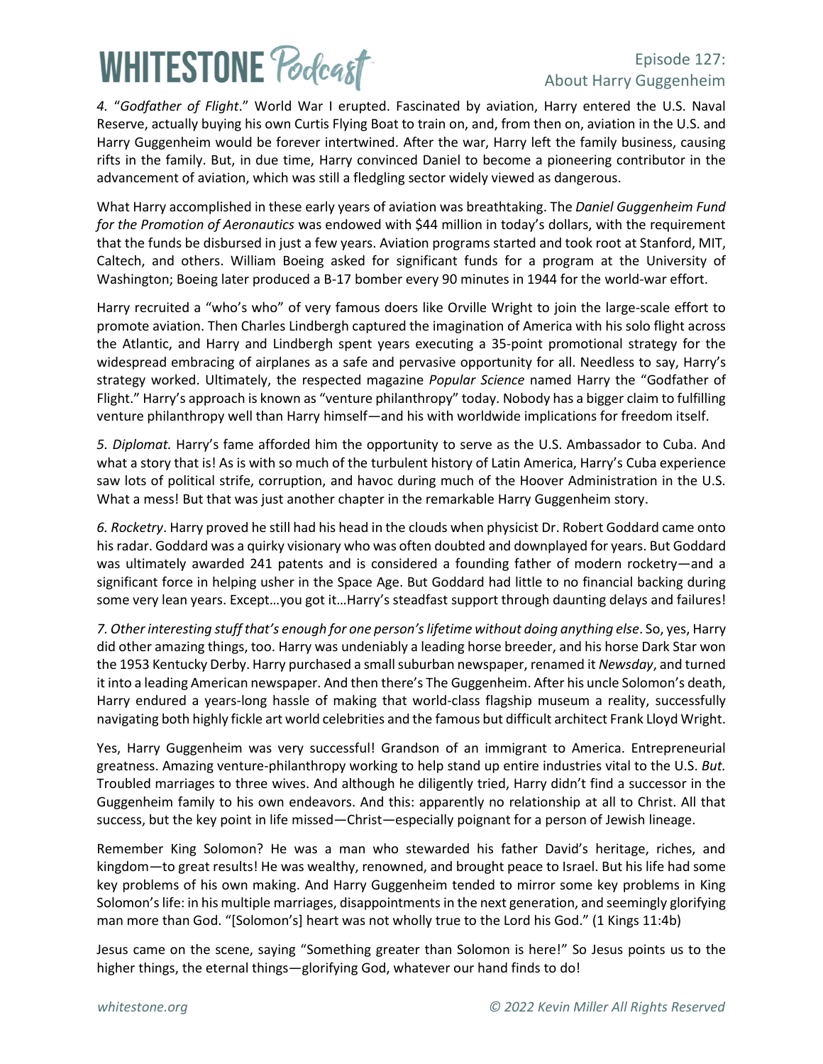*4.* "*Godfather of Flight*." World War I erupted. Fascinated by aviation, Harry entered the U.S. Naval Reserve, actually buying his own Curtis Flying Boat to train on, and, from then on, aviation in the U.S. and Harry Guggenheim would be forever intertwined. After the war, Harry left the family business, causing rifts in the family. But, in due time, Harry convinced Daniel to become a pioneering contributor in the advancement of aviation, which was still a fledgling sector widely viewed as dangerous.

What Harry accomplished in these early years of aviation was breathtaking. The *Daniel Guggenheim Fund for the Promotion of Aeronautics* was endowed with $44 million in today's dollars, with the requirement that the funds be disbursed in just a few years. Aviation programs started and took root at Stanford, MIT, Caltech, and others. William Boeing asked for significant funds for a program at the University of Washington; Boeing later produced a B-17 bomber every 90 minutes in 1944 for the world-war effort.

Harry recruited a "who's who" of very famous doers like Orville Wright to join the large-scale effort to promote aviation. Then Charles Lindbergh captured the imagination of America with his solo flight across the Atlantic, and Harry and Lindbergh spent years executing a 35-point promotional strategy for the widespread embracing of airplanes as a safe and pervasive opportunity for all. Needless to say, Harry's strategy worked. Ultimately, the respected magazine *Popular Science* named Harry the "Godfather of Flight." Harry's approach is known as "venture philanthropy" today. Nobody has a bigger claim to fulfilling venture philanthropy well than Harry himself—and his with worldwide implications for freedom itself.

*5. Diplomat.* Harry's fame afforded him the opportunity to serve as the U.S. Ambassador to Cuba. And what a story that is! As is with so much of the turbulent history of Latin America, Harry's Cuba experience saw lots of political strife, corruption, and havoc during much of the Hoover Administration in the U.S. What a mess! But that was just another chapter in the remarkable Harry Guggenheim story.

*6. Rocketry*. Harry proved he still had his head in the clouds when physicist Dr. Robert Goddard came onto his radar. Goddard was a quirky visionary who was often doubted and downplayed for years. But Goddard was ultimately awarded 241 patents and is considered a founding father of modern rocketry—and a significant force in helping usher in the Space Age. But Goddard had little to no financial backing during some very lean years. Except…you got it…Harry's steadfast support through daunting delays and failures!

*7. Other interesting stuff that's enough for one person's lifetime without doing anything else*. So, yes, Harry did other amazing things, too. Harry was undeniably a leading horse breeder, and his horse Dark Star won the 1953 Kentucky Derby. Harry purchased a small suburban newspaper, renamed it *Newsday*, and turned it into a leading American newspaper. And then there's The Guggenheim. After his uncle Solomon's death, Harry endured a years-long hassle of making that world-class flagship museum a reality, successfully navigating both highly fickle art world celebrities and the famous but difficult architect Frank Lloyd Wright.

Yes, Harry Guggenheim was very successful! Grandson of an immigrant to America. Entrepreneurial greatness. Amazing venture-philanthropy working to help stand up entire industries vital to the U.S. *But.* Troubled marriages to three wives. And although he diligently tried, Harry didn't find a successor in the Guggenheim family to his own endeavors. And this: apparently no relationship at all to Christ. All that success, but the key point in life missed—Christ—especially poignant for a person of Jewish lineage.

Remember King Solomon? He was a man who stewarded his father David's heritage, riches, and kingdom—to great results! He was wealthy, renowned, and brought peace to Israel. But his life had some key problems of his own making. And Harry Guggenheim tended to mirror some key problems in King Solomon's life: in his multiple marriages, disappointments in the next generation, and seemingly glorifying man more than God. "[Solomon's] heart was not wholly true to the Lord his God." (1 Kings 11:4b)

Jesus came on the scene, saying "Something greater than Solomon is here!" So Jesus points us to the higher things, the eternal things—glorifying God, whatever our hand finds to do!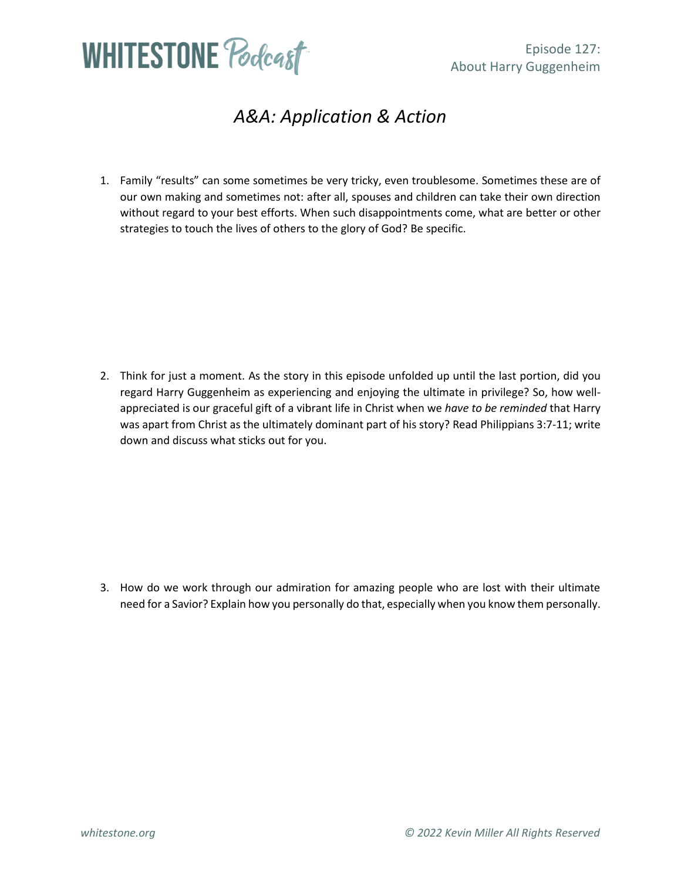# A&A: Application & Action

1. Family "results" can some sometimes be very tricky, even troublesome. Sometimes these are of our own making and sometimes not: after all, spouses and children can take their own direction without regard to your best efforts. When such disappointments come, what are better or other strategies to touch the lives of others to the glory of God? Be specific.

2. Think for just a moment. As the story in this episode unfolded up until the last portion, did you regard Harry Guggenheim as experiencing and enjoying the ultimate in privilege? So, how well-appreciated is our graceful gift of a vibrant life in Christ when we *have to be reminded* that Harry was apart from Christ as the ultimately dominant part of his story? Read Philippians 3:7-11; write down and discuss what sticks out for you.

3. How do we work through our admiration for amazing people who are lost with their ultimate need for a Savior? Explain how you personally do that, especially when you know them personally.